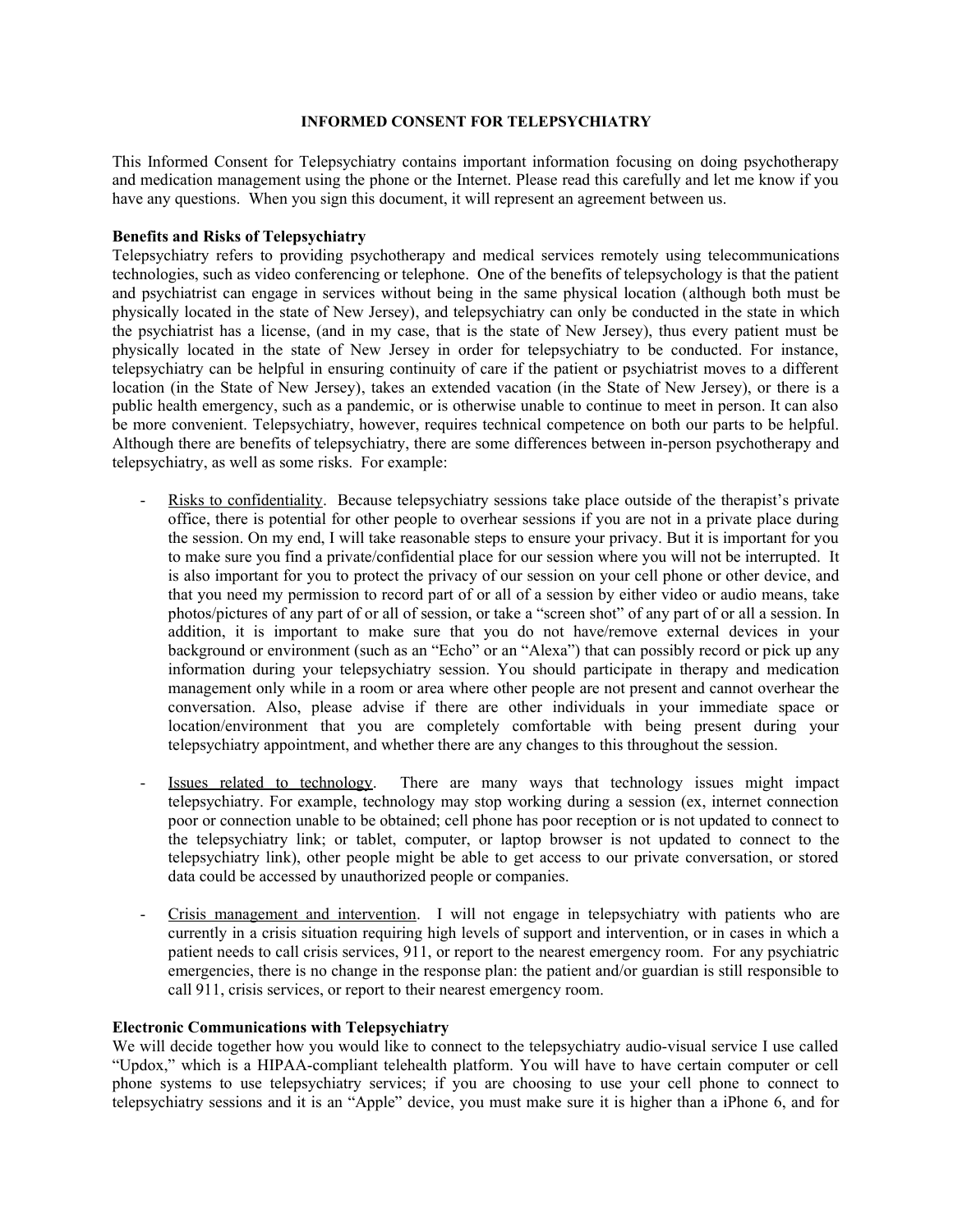# INFORMED CONSENT FOR TELEPSYCHIATRY

This Informed Consent for Telepsychiatry contains important information focusing on doing psychotherapy and medication management using the phone or the Internet. Please read this carefully and let me know if you have any questions. When you sign this document, it will represent an agreement between us.

**Benefits and Risks of Telepsychiatry**

Telepsychiatry refers to providing psychotherapy and medical services remotely using telecommunications technologies, such as video conferencing or telephone. One of the benefits of telepsychology is that the patient and psychiatrist can engage in services without being in the same physical location (although both must be physically located in the state of New Jersey), and telepsychiatry can only be conducted in the state in which the psychiatrist has a license, (and in my case, that is the state of New Jersey), thus every patient must be physically located in the state of New Jersey in order for telepsychiatry to be conducted. For instance, telepsychiatry can be helpful in ensuring continuity of care if the patient or psychiatrist moves to a different location (in the State of New Jersey), takes an extended vacation (in the State of New Jersey), or there is a public health emergency, such as a pandemic, or is otherwise unable to continue to meet in person. It can also be more convenient. Telepsychiatry, however, requires technical competence on both our parts to be helpful. Although there are benefits of telepsychiatry, there are some differences between in-person psychotherapy and telepsychiatry, as well as some risks. For example:

- Risks to confidentiality. Because telepsychiatry sessions take place outside of the therapist's private office, there is potential for other people to overhear sessions if you are not in a private place during the session. On my end, I will take reasonable steps to ensure your privacy. But it is important for you to make sure you find a private/confidential place for our session where you will not be interrupted. It is also important for you to protect the privacy of our session on your cell phone or other device, and that you need my permission to record part of or all of a session by either video or audio means, take photos/pictures of any part of or all of session, or take a "screen shot" of any part of or all a session. In addition, it is important to make sure that you do not have/remove external devices in your background or environment (such as an "Echo" or an "Alexa") that can possibly record or pick up any information during your telepsychiatry session. You should participate in therapy and medication management only while in a room or area where other people are not present and cannot overhear the conversation. Also, please advise if there are other individuals in your immediate space or location/environment that you are completely comfortable with being present during your telepsychiatry appointment, and whether there are any changes to this throughout the session.

- Issues related to technology. There are many ways that technology issues might impact telepsychiatry. For example, technology may stop working during a session (ex, internet connection poor or connection unable to be obtained; cell phone has poor reception or is not updated to connect to the telepsychiatry link; or tablet, computer, or laptop browser is not updated to connect to the telepsychiatry link), other people might be able to get access to our private conversation, or stored data could be accessed by unauthorized people or companies.

- Crisis management and intervention. I will not engage in telepsychiatry with patients who are currently in a crisis situation requiring high levels of support and intervention, or in cases in which a patient needs to call crisis services, 911, or report to the nearest emergency room. For any psychiatric emergencies, there is no change in the response plan: the patient and/or guardian is still responsible to call 911, crisis services, or report to their nearest emergency room.

**Electronic Communications with Telepsychiatry**

We will decide together how you would like to connect to the telepsychiatry audio-visual service I use called "Updox," which is a HIPAA-compliant telehealth platform. You will have to have certain computer or cell phone systems to use telepsychiatry services; if you are choosing to use your cell phone to connect to telepsychiatry sessions and it is an "Apple" device, you must make sure it is higher than a iPhone 6, and for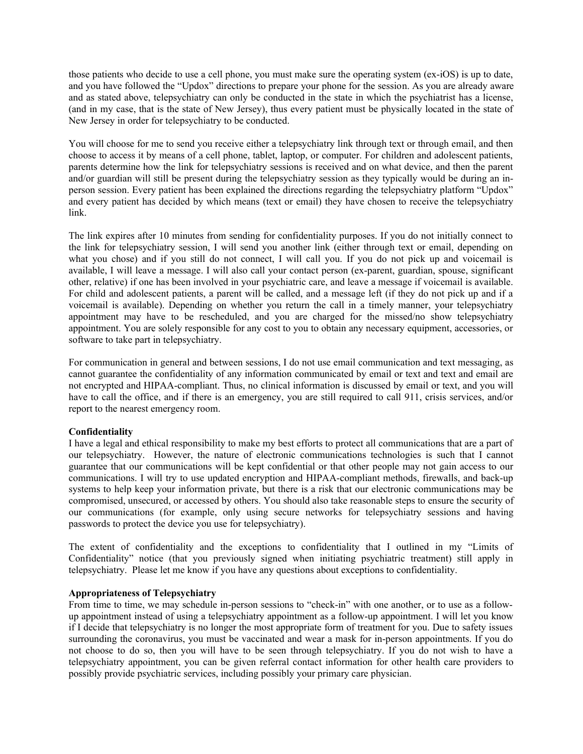those patients who decide to use a cell phone, you must make sure the operating system (ex-iOS) is up to date, and you have followed the "Updox" directions to prepare your phone for the session. As you are already aware and as stated above, telepsychiatry can only be conducted in the state in which the psychiatrist has a license, (and in my case, that is the state of New Jersey), thus every patient must be physically located in the state of New Jersey in order for telepsychiatry to be conducted.

You will choose for me to send you receive either a telepsychiatry link through text or through email, and then choose to access it by means of a cell phone, tablet, laptop, or computer. For children and adolescent patients, parents determine how the link for telepsychiatry sessions is received and on what device, and then the parent and/or guardian will still be present during the telepsychiatry session as they typically would be during an in-person session. Every patient has been explained the directions regarding the telepsychiatry platform "Updox" and every patient has decided by which means (text or email) they have chosen to receive the telepsychiatry link.

The link expires after 10 minutes from sending for confidentiality purposes. If you do not initially connect to the link for telepsychiatry session, I will send you another link (either through text or email, depending on what you chose) and if you still do not connect, I will call you. If you do not pick up and voicemail is available, I will leave a message. I will also call your contact person (ex-parent, guardian, spouse, significant other, relative) if one has been involved in your psychiatric care, and leave a message if voicemail is available. For child and adolescent patients, a parent will be called, and a message left (if they do not pick up and if a voicemail is available). Depending on whether you return the call in a timely manner, your telepsychiatry appointment may have to be rescheduled, and you are charged for the missed/no show telepsychiatry appointment. You are solely responsible for any cost to you to obtain any necessary equipment, accessories, or software to take part in telepsychiatry.

For communication in general and between sessions, I do not use email communication and text messaging, as cannot guarantee the confidentiality of any information communicated by email or text and text and email are not encrypted and HIPAA-compliant. Thus, no clinical information is discussed by email or text, and you will have to call the office, and if there is an emergency, you are still required to call 911, crisis services, and/or report to the nearest emergency room.

**Confidentiality**

I have a legal and ethical responsibility to make my best efforts to protect all communications that are a part of our telepsychiatry. However, the nature of electronic communications technologies is such that I cannot guarantee that our communications will be kept confidential or that other people may not gain access to our communications. I will try to use updated encryption and HIPAA-compliant methods, firewalls, and back-up systems to help keep your information private, but there is a risk that our electronic communications may be compromised, unsecured, or accessed by others. You should also take reasonable steps to ensure the security of our communications (for example, only using secure networks for telepsychiatry sessions and having passwords to protect the device you use for telepsychiatry).

The extent of confidentiality and the exceptions to confidentiality that I outlined in my "Limits of Confidentiality" notice (that you previously signed when initiating psychiatric treatment) still apply in telepsychiatry. Please let me know if you have any questions about exceptions to confidentiality.

**Appropriateness of Telepsychiatry**

From time to time, we may schedule in-person sessions to "check-in" with one another, or to use as a follow-up appointment instead of using a telepsychiatry appointment as a follow-up appointment. I will let you know if I decide that telepsychiatry is no longer the most appropriate form of treatment for you. Due to safety issues surrounding the coronavirus, you must be vaccinated and wear a mask for in-person appointments. If you do not choose to do so, then you will have to be seen through telepsychiatry. If you do not wish to have a telepsychiatry appointment, you can be given referral contact information for other health care providers to possibly provide psychiatric services, including possibly your primary care physician.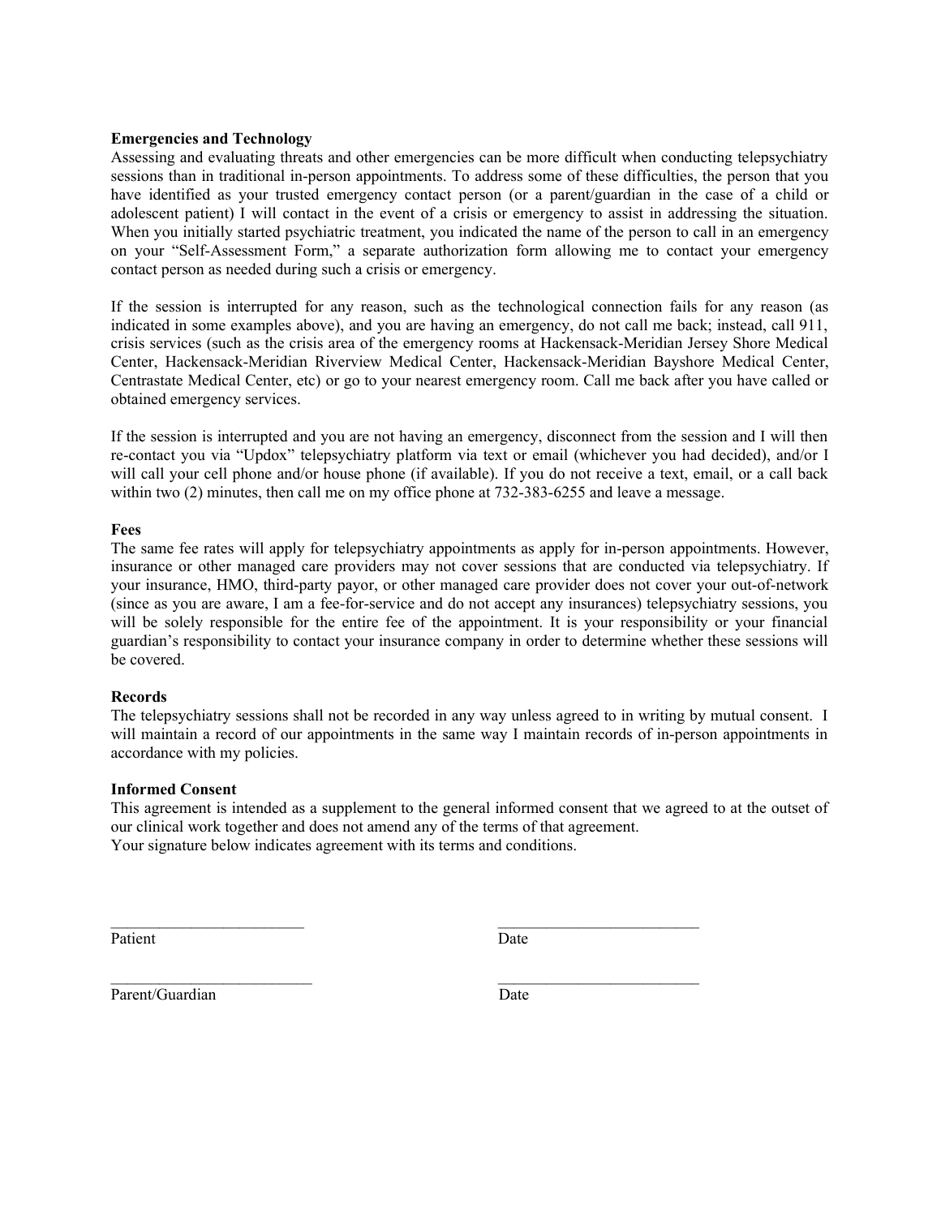**Emergencies and Technology**

Assessing and evaluating threats and other emergencies can be more difficult when conducting telepsychiatry sessions than in traditional in-person appointments. To address some of these difficulties, the person that you have identified as your trusted emergency contact person (or a parent/guardian in the case of a child or adolescent patient) I will contact in the event of a crisis or emergency to assist in addressing the situation. When you initially started psychiatric treatment, you indicated the name of the person to call in an emergency on your "Self-Assessment Form," a separate authorization form allowing me to contact your emergency contact person as needed during such a crisis or emergency.

If the session is interrupted for any reason, such as the technological connection fails for any reason (as indicated in some examples above), and you are having an emergency, do not call me back; instead, call 911, crisis services (such as the crisis area of the emergency rooms at Hackensack-Meridian Jersey Shore Medical Center, Hackensack-Meridian Riverview Medical Center, Hackensack-Meridian Bayshore Medical Center, Centrastate Medical Center, etc) or go to your nearest emergency room. Call me back after you have called or obtained emergency services.

If the session is interrupted and you are not having an emergency, disconnect from the session and I will then re-contact you via "Updox" telepsychiatry platform via text or email (whichever you had decided), and/or I will call your cell phone and/or house phone (if available). If you do not receive a text, email, or a call back within two (2) minutes, then call me on my office phone at 732-383-6255 and leave a message.

**Fees**

The same fee rates will apply for telepsychiatry appointments as apply for in-person appointments. However, insurance or other managed care providers may not cover sessions that are conducted via telepsychiatry. If your insurance, HMO, third-party payor, or other managed care provider does not cover your out-of-network (since as you are aware, I am a fee-for-service and do not accept any insurances) telepsychiatry sessions, you will be solely responsible for the entire fee of the appointment. It is your responsibility or your financial guardian's responsibility to contact your insurance company in order to determine whether these sessions will be covered.

**Records**

The telepsychiatry sessions shall not be recorded in any way unless agreed to in writing by mutual consent. I will maintain a record of our appointments in the same way I maintain records of in-person appointments in accordance with my policies.

**Informed Consent**

This agreement is intended as a supplement to the general informed consent that we agreed to at the outset of our clinical work together and does not amend any of the terms of that agreement.
Your signature below indicates agreement with its terms and conditions.

\_\_\_\_\_\_\_\_\_\_\_\_\_\_\_\_\_\_\_\_\_\_\_\_\_ \_\_\_\_\_\_\_\_\_\_\_\_\_\_\_\_\_\_\_\_\_\_\_\_\_
Patient Date

\_\_\_\_\_\_\_\_\_\_\_\_\_\_\_\_\_\_\_\_\_\_\_\_\_ \_\_\_\_\_\_\_\_\_\_\_\_\_\_\_\_\_\_\_\_\_\_\_\_\_
Parent/Guardian Date